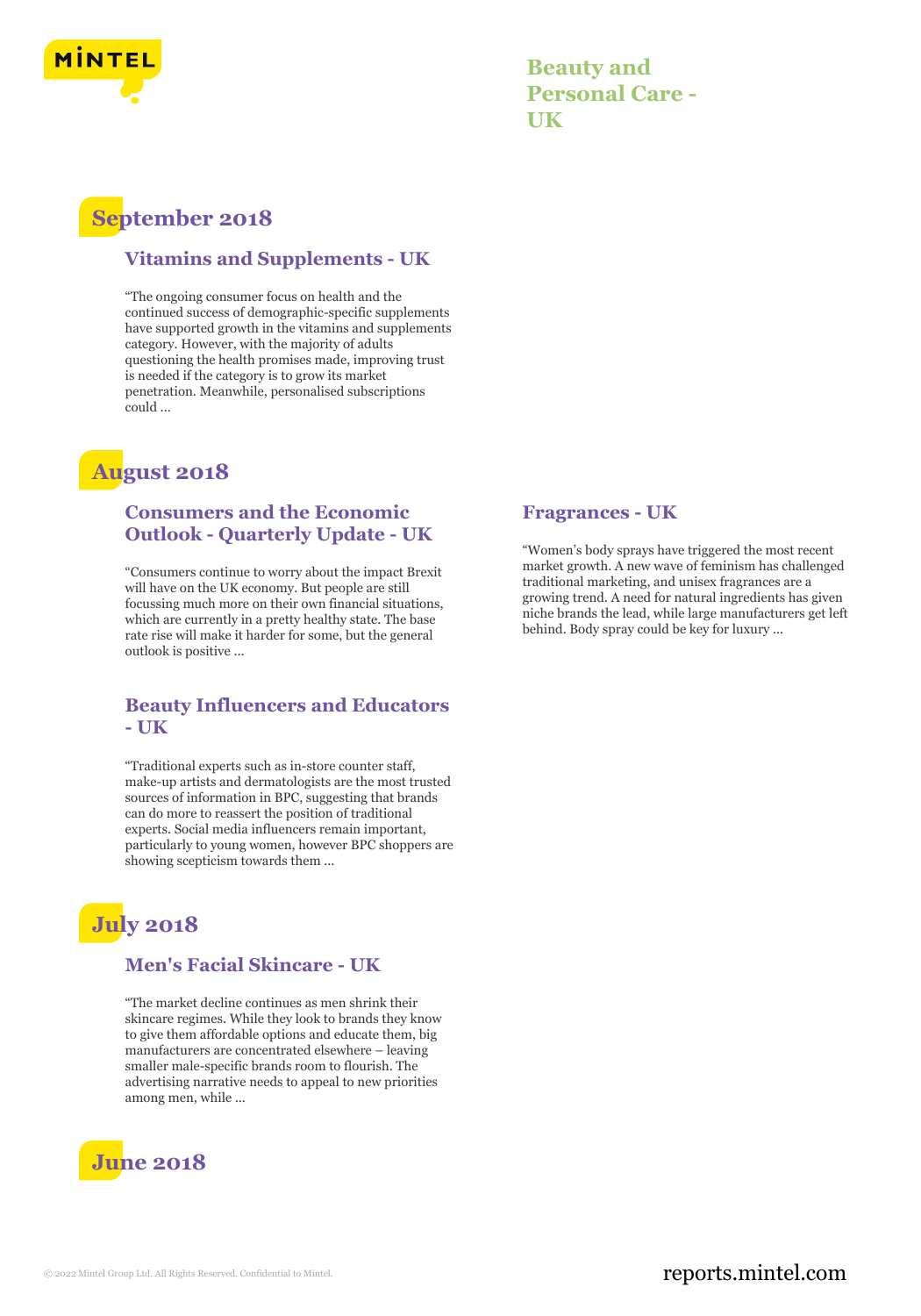# Beauty and Personal Care - UK

## September 2018

### Vitamins and Supplements - UK

"The ongoing consumer focus on health and the continued success of demographic-specific supplements have supported growth in the vitamins and supplements category. However, with the majority of adults questioning the health promises made, improving trust is needed if the category is to grow its market penetration. Meanwhile, personalised subscriptions could ...

## August 2018

### Consumers and the Economic Outlook - Quarterly Update - UK

"Consumers continue to worry about the impact Brexit will have on the UK economy. But people are still focussing much more on their own financial situations, which are currently in a pretty healthy state. The base rate rise will make it harder for some, but the general outlook is positive ...

### Beauty Influencers and Educators - UK

"Traditional experts such as in-store counter staff, make-up artists and dermatologists are the most trusted sources of information in BPC, suggesting that brands can do more to reassert the position of traditional experts. Social media influencers remain important, particularly to young women, however BPC shoppers are showing scepticism towards them ...

### Fragrances - UK

"Women's body sprays have triggered the most recent market growth. A new wave of feminism has challenged traditional marketing, and unisex fragrances are a growing trend. A need for natural ingredients has given niche brands the lead, while large manufacturers get left behind. Body spray could be key for luxury ...

## July 2018

### Men's Facial Skincare - UK

"The market decline continues as men shrink their skincare regimes. While they look to brands they know to give them affordable options and educate them, big manufacturers are concentrated elsewhere – leaving smaller male-specific brands room to flourish. The advertising narrative needs to appeal to new priorities among men, while ...

## June 2018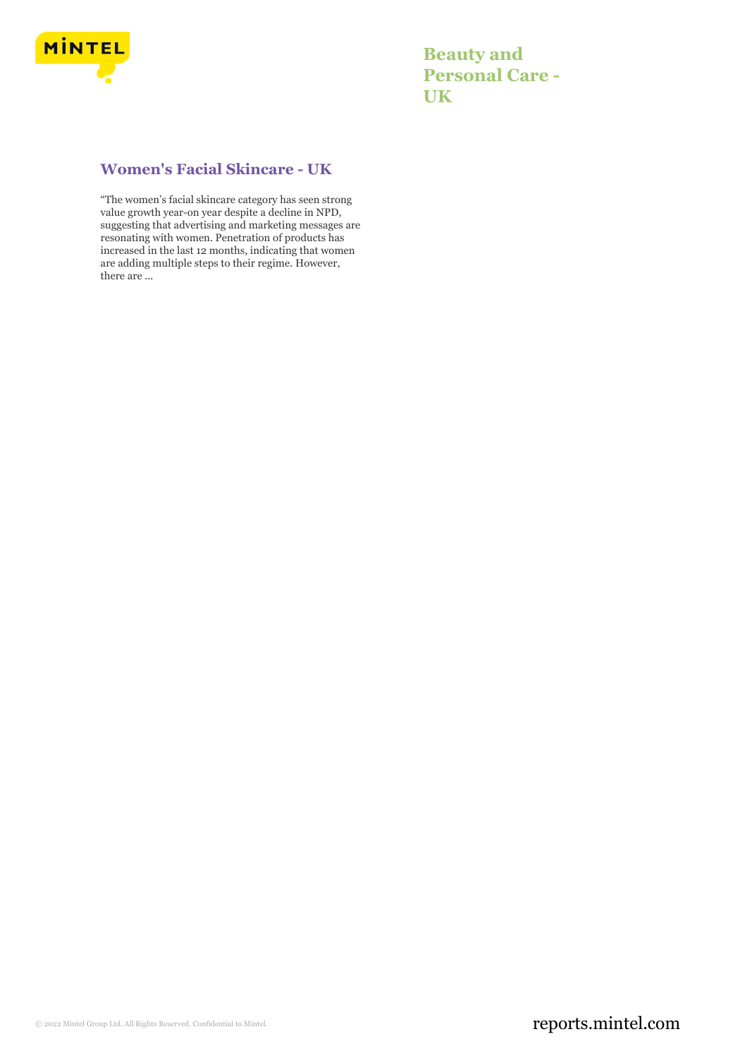# Beauty and Personal Care - UK

## Women's Facial Skincare - UK

"The women's facial skincare category has seen strong value growth year-on year despite a decline in NPD, suggesting that advertising and marketing messages are resonating with women. Penetration of products has increased in the last 12 months, indicating that women are adding multiple steps to their regime. However, there are ...